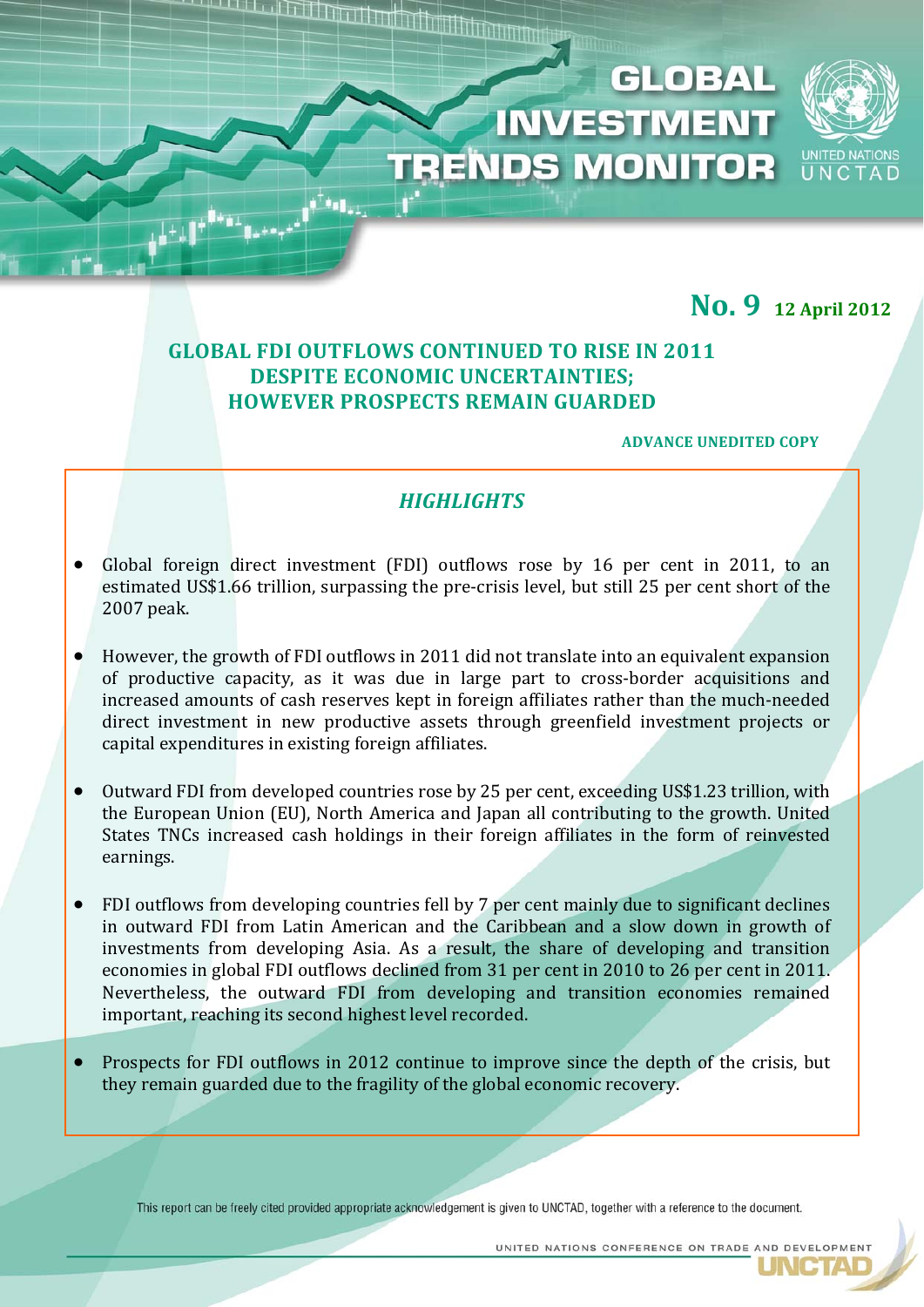# GLOBAL INVESTMENT TRENDS MONITOR

UNITED NATIONS UNCTAD

**No. 9** **12 April 2012**

## GLOBAL FDI OUTFLOWS CONTINUED TO RISE IN 2011 DESPITE ECONOMIC UNCERTAINTIES; HOWEVER PROSPECTS REMAIN GUARDED

**ADVANCE UNEDITED COPY**

### *HIGHLIGHTS*

- Global foreign direct investment (FDI) outflows rose by 16 per cent in 2011, to an estimated US$1.66 trillion, surpassing the pre-crisis level, but still 25 per cent short of the 2007 peak.

- However, the growth of FDI outflows in 2011 did not translate into an equivalent expansion of productive capacity, as it was due in large part to cross-border acquisitions and increased amounts of cash reserves kept in foreign affiliates rather than the much-needed direct investment in new productive assets through greenfield investment projects or capital expenditures in existing foreign affiliates.

- Outward FDI from developed countries rose by 25 per cent, exceeding US$1.23 trillion, with the European Union (EU), North America and Japan all contributing to the growth. United States TNCs increased cash holdings in their foreign affiliates in the form of reinvested earnings.

- FDI outflows from developing countries fell by 7 per cent mainly due to significant declines in outward FDI from Latin American and the Caribbean and a slow down in growth of investments from developing Asia. As a result, the share of developing and transition economies in global FDI outflows declined from 31 per cent in 2010 to 26 per cent in 2011. Nevertheless, the outward FDI from developing and transition economies remained important, reaching its second highest level recorded.

- Prospects for FDI outflows in 2012 continue to improve since the depth of the crisis, but they remain guarded due to the fragility of the global economic recovery.

This report can be freely cited provided appropriate acknowledgement is given to UNCTAD, together with a reference to the document.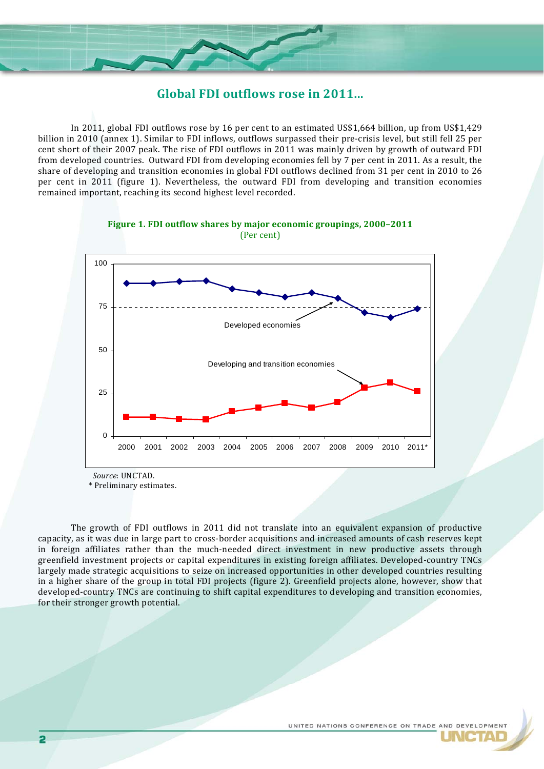## Global FDI outflows rose in 2011...

In 2011, global FDI outflows rose by 16 per cent to an estimated US$1,664 billion, up from US$1,429 billion in 2010 (annex 1). Similar to FDI inflows, outflows surpassed their pre-crisis level, but still fell 25 per cent short of their 2007 peak. The rise of FDI outflows in 2011 was mainly driven by growth of outward FDI from developed countries. Outward FDI from developing economies fell by 7 per cent in 2011. As a result, the share of developing and transition economies in global FDI outflows declined from 31 per cent in 2010 to 26 per cent in 2011 (figure 1). Nevertheless, the outward FDI from developing and transition economies remained important, reaching its second highest level recorded.

**Figure 1. FDI outflow shares by major economic groupings, 2000–2011**
(Per cent)

*Source*: UNCTAD.
\* Preliminary estimates.

The growth of FDI outflows in 2011 did not translate into an equivalent expansion of productive capacity, as it was due in large part to cross-border acquisitions and increased amounts of cash reserves kept in foreign affiliates rather than the much-needed direct investment in new productive assets through greenfield investment projects or capital expenditures in existing foreign affiliates. Developed-country TNCs largely made strategic acquisitions to seize on increased opportunities in other developed countries resulting in a higher share of the group in total FDI projects (figure 2). Greenfield projects alone, however, show that developed-country TNCs are continuing to shift capital expenditures to developing and transition economies, for their stronger growth potential.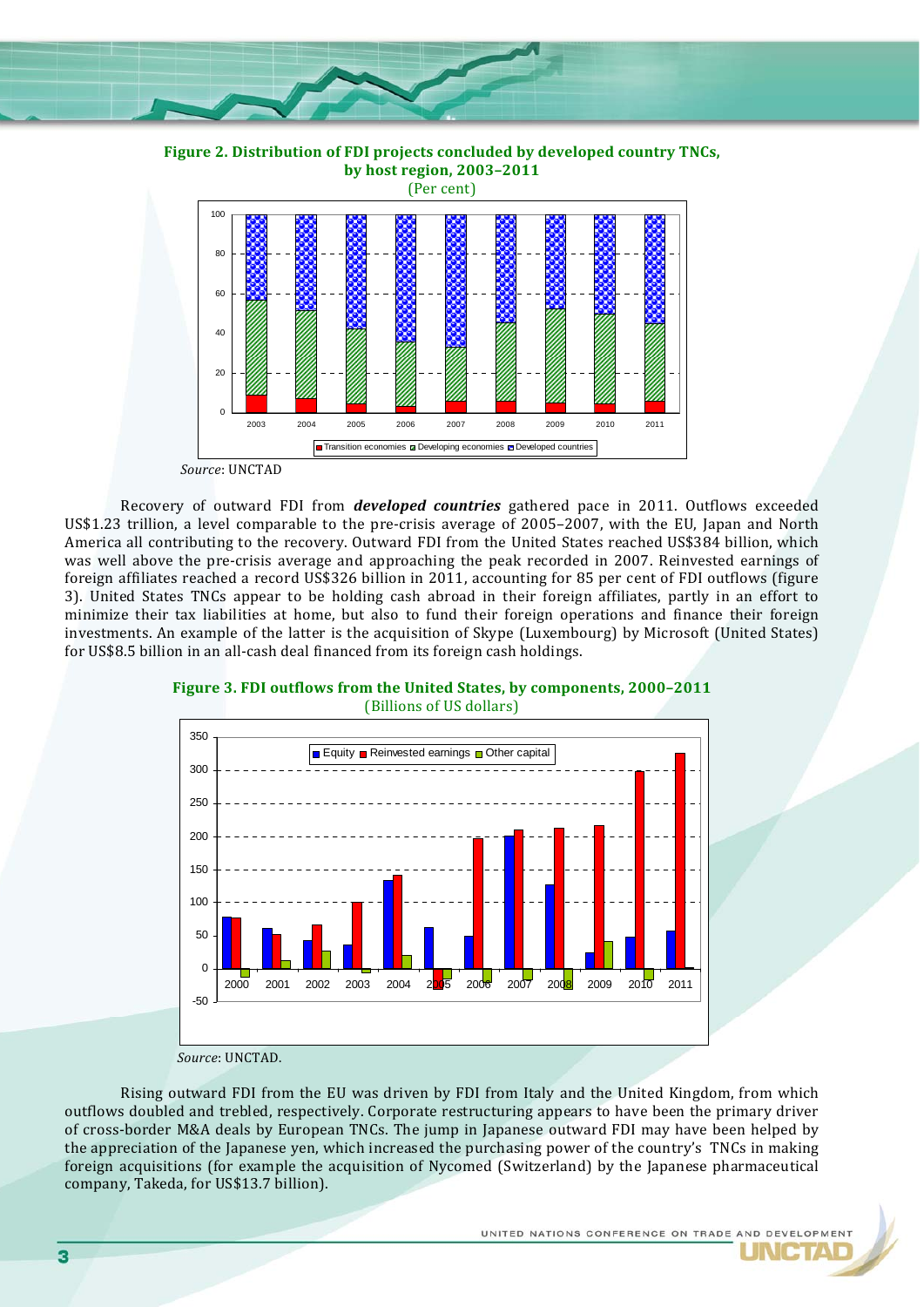**Figure 2. Distribution of FDI projects concluded by developed country TNCs, by host region, 2003–2011**
(Per cent)

*Source*: UNCTAD

Recovery of outward FDI from ***developed countries*** gathered pace in 2011. Outflows exceeded US$1.23 trillion, a level comparable to the pre-crisis average of 2005–2007, with the EU, Japan and North America all contributing to the recovery. Outward FDI from the United States reached US$384 billion, which was well above the pre-crisis average and approaching the peak recorded in 2007. Reinvested earnings of foreign affiliates reached a record US$326 billion in 2011, accounting for 85 per cent of FDI outflows (figure 3). United States TNCs appear to be holding cash abroad in their foreign affiliates, partly in an effort to minimize their tax liabilities at home, but also to fund their foreign operations and finance their foreign investments. An example of the latter is the acquisition of Skype (Luxembourg) by Microsoft (United States) for US$8.5 billion in an all-cash deal financed from its foreign cash holdings.

**Figure 3. FDI outflows from the United States, by components, 2000–2011**
(Billions of US dollars)

*Source*: UNCTAD.

Rising outward FDI from the EU was driven by FDI from Italy and the United Kingdom, from which outflows doubled and trebled, respectively. Corporate restructuring appears to have been the primary driver of cross-border M&A deals by European TNCs. The jump in Japanese outward FDI may have been helped by the appreciation of the Japanese yen, which increased the purchasing power of the country's TNCs in making foreign acquisitions (for example the acquisition of Nycomed (Switzerland) by the Japanese pharmaceutical company, Takeda, for US$13.7 billion).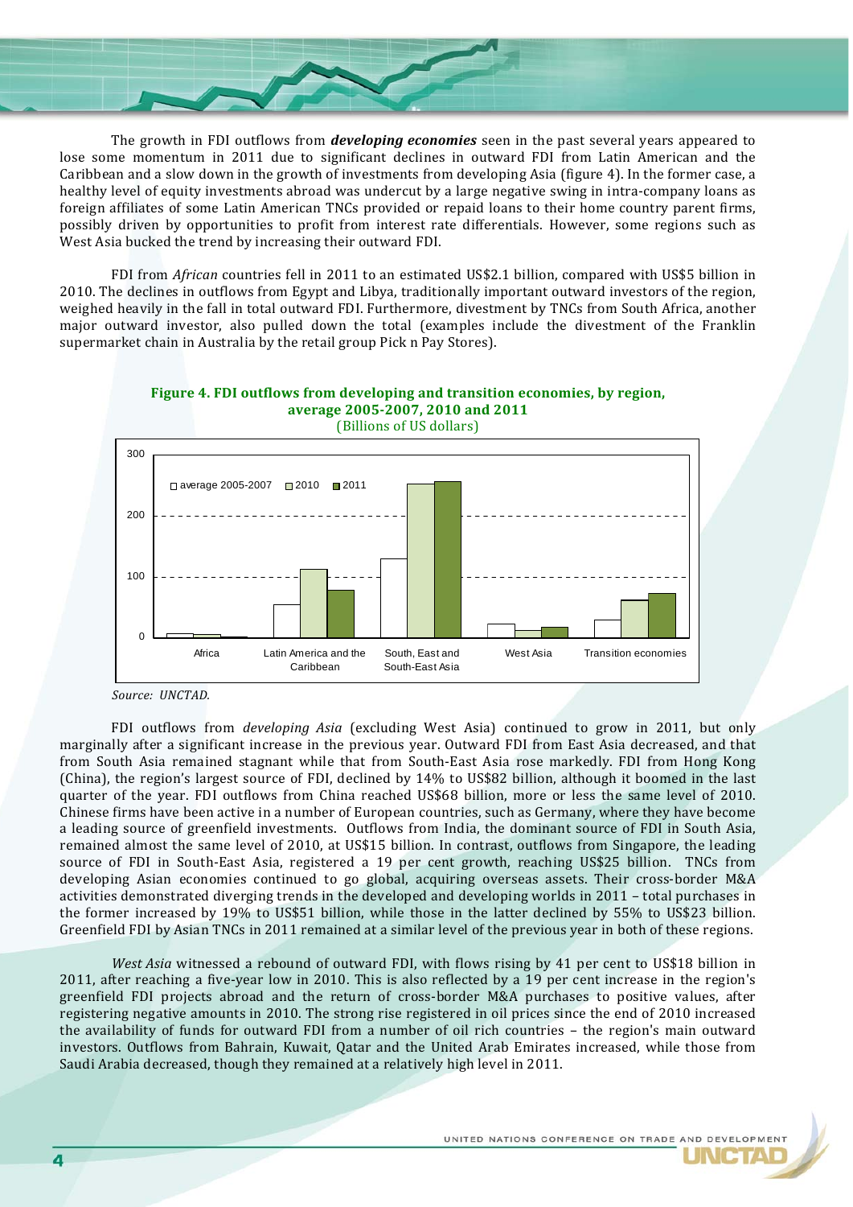The growth in FDI outflows from ***developing economies*** seen in the past several years appeared to lose some momentum in 2011 due to significant declines in outward FDI from Latin American and the Caribbean and a slow down in the growth of investments from developing Asia (figure 4). In the former case, a healthy level of equity investments abroad was undercut by a large negative swing in intra-company loans as foreign affiliates of some Latin American TNCs provided or repaid loans to their home country parent firms, possibly driven by opportunities to profit from interest rate differentials. However, some regions such as West Asia bucked the trend by increasing their outward FDI.

FDI from *African* countries fell in 2011 to an estimated US$2.1 billion, compared with US$5 billion in 2010. The declines in outflows from Egypt and Libya, traditionally important outward investors of the region, weighed heavily in the fall in total outward FDI. Furthermore, divestment by TNCs from South Africa, another major outward investor, also pulled down the total (examples include the divestment of the Franklin supermarket chain in Australia by the retail group Pick n Pay Stores).

**Figure 4. FDI outflows from developing and transition economies, by region, average 2005-2007, 2010 and 2011**
(Billions of US dollars)

*Source: UNCTAD.*

FDI outflows from *developing Asia* (excluding West Asia) continued to grow in 2011, but only marginally after a significant increase in the previous year. Outward FDI from East Asia decreased, and that from South Asia remained stagnant while that from South-East Asia rose markedly. FDI from Hong Kong (China), the region's largest source of FDI, declined by 14% to US$82 billion, although it boomed in the last quarter of the year. FDI outflows from China reached US$68 billion, more or less the same level of 2010. Chinese firms have been active in a number of European countries, such as Germany, where they have become a leading source of greenfield investments. Outflows from India, the dominant source of FDI in South Asia, remained almost the same level of 2010, at US$15 billion. In contrast, outflows from Singapore, the leading source of FDI in South-East Asia, registered a 19 per cent growth, reaching US$25 billion. TNCs from developing Asian economies continued to go global, acquiring overseas assets. Their cross-border M&A activities demonstrated diverging trends in the developed and developing worlds in 2011 – total purchases in the former increased by 19% to US$51 billion, while those in the latter declined by 55% to US$23 billion. Greenfield FDI by Asian TNCs in 2011 remained at a similar level of the previous year in both of these regions.

*West Asia* witnessed a rebound of outward FDI, with flows rising by 41 per cent to US$18 billion in 2011, after reaching a five-year low in 2010. This is also reflected by a 19 per cent increase in the region's greenfield FDI projects abroad and the return of cross-border M&A purchases to positive values, after registering negative amounts in 2010. The strong rise registered in oil prices since the end of 2010 increased the availability of funds for outward FDI from a number of oil rich countries – the region's main outward investors. Outflows from Bahrain, Kuwait, Qatar and the United Arab Emirates increased, while those from Saudi Arabia decreased, though they remained at a relatively high level in 2011.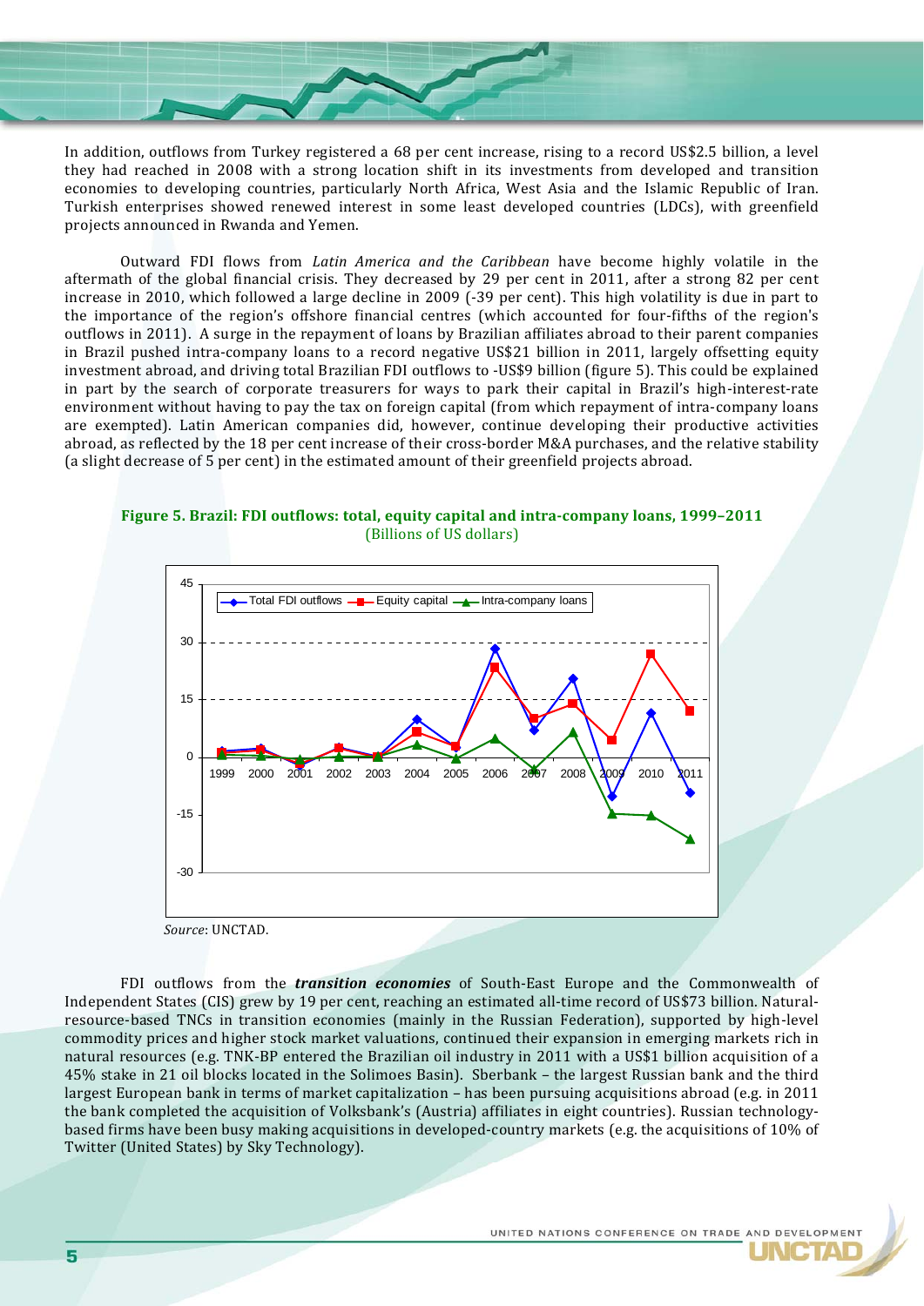In addition, outflows from Turkey registered a 68 per cent increase, rising to a record US$2.5 billion, a level they had reached in 2008 with a strong location shift in its investments from developed and transition economies to developing countries, particularly North Africa, West Asia and the Islamic Republic of Iran. Turkish enterprises showed renewed interest in some least developed countries (LDCs), with greenfield projects announced in Rwanda and Yemen.

Outward FDI flows from *Latin America and the Caribbean* have become highly volatile in the aftermath of the global financial crisis. They decreased by 29 per cent in 2011, after a strong 82 per cent increase in 2010, which followed a large decline in 2009 (-39 per cent). This high volatility is due in part to the importance of the region's offshore financial centres (which accounted for four-fifths of the region's outflows in 2011). A surge in the repayment of loans by Brazilian affiliates abroad to their parent companies in Brazil pushed intra-company loans to a record negative US$21 billion in 2011, largely offsetting equity investment abroad, and driving total Brazilian FDI outflows to -US$9 billion (figure 5). This could be explained in part by the search of corporate treasurers for ways to park their capital in Brazil's high-interest-rate environment without having to pay the tax on foreign capital (from which repayment of intra-company loans are exempted). Latin American companies did, however, continue developing their productive activities abroad, as reflected by the 18 per cent increase of their cross-border M&A purchases, and the relative stability (a slight decrease of 5 per cent) in the estimated amount of their greenfield projects abroad.

**Figure 5. Brazil: FDI outflows: total, equity capital and intra-company loans, 1999–2011**
(Billions of US dollars)

*Source*: UNCTAD.

FDI outflows from the ***transition economies*** of South-East Europe and the Commonwealth of Independent States (CIS) grew by 19 per cent, reaching an estimated all-time record of US$73 billion. Natural-resource-based TNCs in transition economies (mainly in the Russian Federation), supported by high-level commodity prices and higher stock market valuations, continued their expansion in emerging markets rich in natural resources (e.g. TNK-BP entered the Brazilian oil industry in 2011 with a US$1 billion acquisition of a 45% stake in 21 oil blocks located in the Solimoes Basin). Sberbank – the largest Russian bank and the third largest European bank in terms of market capitalization – has been pursuing acquisitions abroad (e.g. in 2011 the bank completed the acquisition of Volksbank's (Austria) affiliates in eight countries). Russian technology-based firms have been busy making acquisitions in developed-country markets (e.g. the acquisitions of 10% of Twitter (United States) by Sky Technology).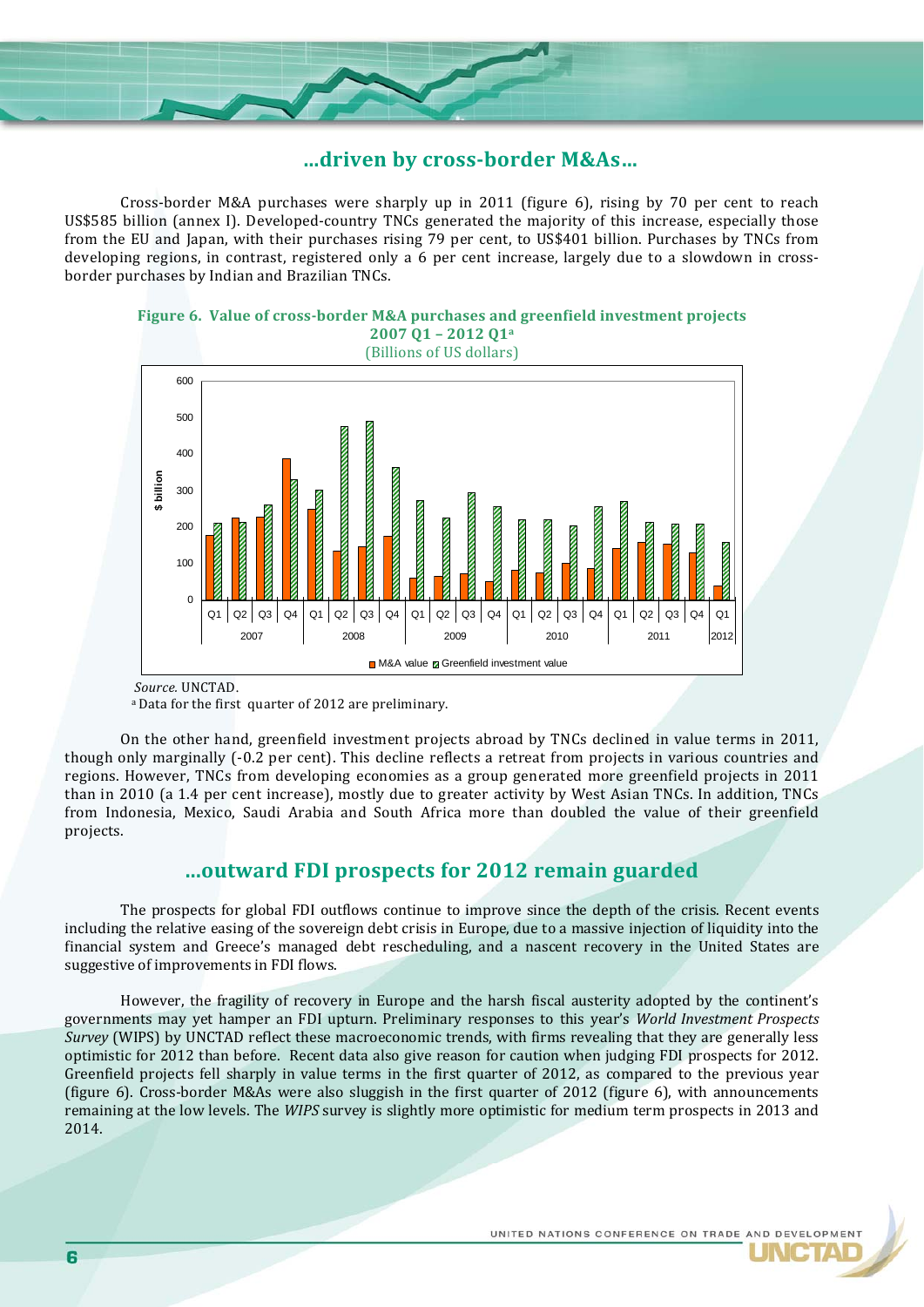## ...driven by cross-border M&As...

Cross-border M&A purchases were sharply up in 2011 (figure 6), rising by 70 per cent to reach US$585 billion (annex I). Developed-country TNCs generated the majority of this increase, especially those from the EU and Japan, with their purchases rising 79 per cent, to US$401 billion. Purchases by TNCs from developing regions, in contrast, registered only a 6 per cent increase, largely due to a slowdown in cross-border purchases by Indian and Brazilian TNCs.

**Figure 6. Value of cross-border M&A purchases and greenfield investment projects 2007 Q1 – 2012 Q1[a]**
(Billions of US dollars)

*Source.* UNCTAD.
[a] Data for the first quarter of 2012 are preliminary.

On the other hand, greenfield investment projects abroad by TNCs declined in value terms in 2011, though only marginally (-0.2 per cent). This decline reflects a retreat from projects in various countries and regions. However, TNCs from developing economies as a group generated more greenfield projects in 2011 than in 2010 (a 1.4 per cent increase), mostly due to greater activity by West Asian TNCs. In addition, TNCs from Indonesia, Mexico, Saudi Arabia and South Africa more than doubled the value of their greenfield projects.

## ...outward FDI prospects for 2012 remain guarded

The prospects for global FDI outflows continue to improve since the depth of the crisis. Recent events including the relative easing of the sovereign debt crisis in Europe, due to a massive injection of liquidity into the financial system and Greece's managed debt rescheduling, and a nascent recovery in the United States are suggestive of improvements in FDI flows.

However, the fragility of recovery in Europe and the harsh fiscal austerity adopted by the continent's governments may yet hamper an FDI upturn. Preliminary responses to this year's *World Investment Prospects Survey* (WIPS) by UNCTAD reflect these macroeconomic trends, with firms revealing that they are generally less optimistic for 2012 than before. Recent data also give reason for caution when judging FDI prospects for 2012. Greenfield projects fell sharply in value terms in the first quarter of 2012, as compared to the previous year (figure 6). Cross-border M&As were also sluggish in the first quarter of 2012 (figure 6), with announcements remaining at the low levels. The *WIPS* survey is slightly more optimistic for medium term prospects in 2013 and 2014.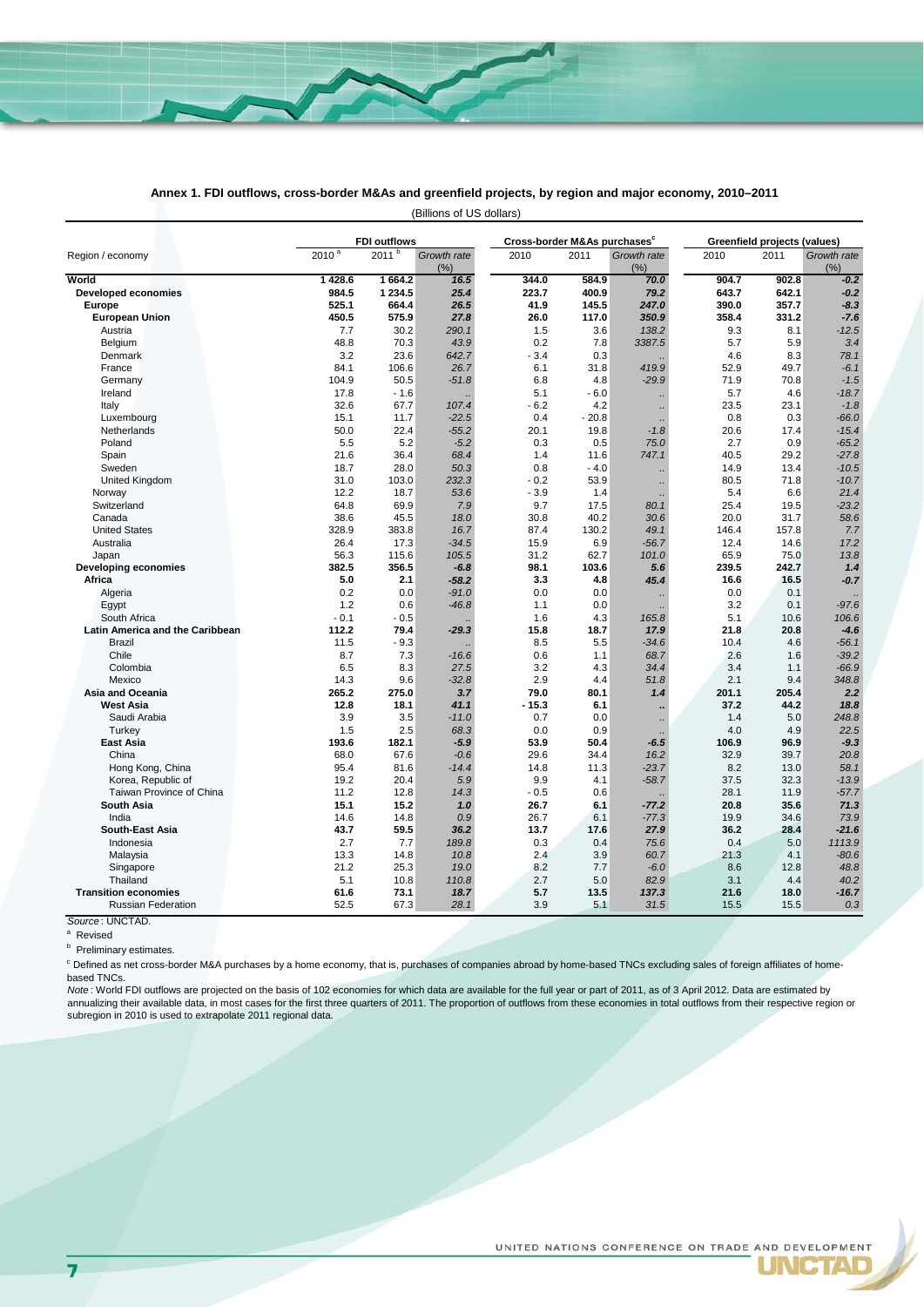## Annex 1. FDI outflows, cross-border M&As and greenfield projects, by region and major economy, 2010–2011

(Billions of US dollars)

| Region / economy | FDI outflows | | | Cross-border M&As purchases[c] | | | Greenfield projects (values) | | |
|---|---|---|---|---|---|---|---|---|---|
| | 2010[a] | 2011[b] | *Growth rate (%)* | 2010 | 2011 | *Growth rate (%)* | 2010 | 2011 | *Growth rate (%)* |
| **World** | **1 428.6** | **1 664.2** | ***16.5*** | **344.0** | **584.9** | ***70.0*** | **904.7** | **902.8** | ***-0.2*** |
| **Developed economies** | **984.5** | **1 234.5** | ***25.4*** | **223.7** | **400.9** | ***79.2*** | **643.7** | **642.1** | ***-0.2*** |
| **Europe** | **525.1** | **664.4** | ***26.5*** | **41.9** | **145.5** | ***247.0*** | **390.0** | **357.7** | ***-8.3*** |
| **European Union** | **450.5** | **575.9** | ***27.8*** | **26.0** | **117.0** | ***350.9*** | **358.4** | **331.2** | ***-7.6*** |
| Austria | 7.7 | 30.2 | *290.1* | 1.5 | 3.6 | *138.2* | 9.3 | 8.1 | *-12.5* |
| Belgium | 48.8 | 70.3 | *43.9* | 0.2 | 7.8 | *3387.5* | 5.7 | 5.9 | *3.4* |
| Denmark | 3.2 | 23.6 | *642.7* | - 3.4 | 0.3 | .. | 4.6 | 8.3 | *78.1* |
| France | 84.1 | 106.6 | *26.7* | 6.1 | 31.8 | *419.9* | 52.9 | 49.7 | *-6.1* |
| Germany | 104.9 | 50.5 | *-51.8* | 6.8 | 4.8 | *-29.9* | 71.9 | 70.8 | *-1.5* |
| Ireland | 17.8 | - 1.6 | .. | 5.1 | - 6.0 | .. | 5.7 | 4.6 | *-18.7* |
| Italy | 32.6 | 67.7 | *107.4* | - 6.2 | 4.2 | .. | 23.5 | 23.1 | *-1.8* |
| Luxembourg | 15.1 | 11.7 | *-22.5* | 0.4 | - 20.8 | .. | 0.8 | 0.3 | *-66.0* |
| Netherlands | 50.0 | 22.4 | *-55.2* | 20.1 | 19.8 | *-1.8* | 20.6 | 17.4 | *-15.4* |
| Poland | 5.5 | 5.2 | *-5.2* | 0.3 | 0.5 | *75.0* | 2.7 | 0.9 | *-65.2* |
| Spain | 21.6 | 36.4 | *68.4* | 1.4 | 11.6 | *747.1* | 40.5 | 29.2 | *-27.8* |
| Sweden | 18.7 | 28.0 | *50.3* | 0.8 | - 4.0 | .. | 14.9 | 13.4 | *-10.5* |
| United Kingdom | 31.0 | 103.0 | *232.3* | - 0.2 | 53.9 | .. | 80.5 | 71.8 | *-10.7* |
| Norway | 12.2 | 18.7 | *53.6* | - 3.9 | 1.4 | .. | 5.4 | 6.6 | *21.4* |
| Switzerland | 64.8 | 69.9 | *7.9* | 9.7 | 17.5 | *80.1* | 25.4 | 19.5 | *-23.2* |
| Canada | 38.6 | 45.5 | *18.0* | 30.8 | 40.2 | *30.6* | 20.0 | 31.7 | *58.6* |
| United States | 328.9 | 383.8 | *16.7* | 87.4 | 130.2 | *49.1* | 146.4 | 157.8 | *7.7* |
| Australia | 26.4 | 17.3 | *-34.5* | 15.9 | 6.9 | *-56.7* | 12.4 | 14.6 | *17.2* |
| Japan | 56.3 | 115.6 | *105.5* | 31.2 | 62.7 | *101.0* | 65.9 | 75.0 | *13.8* |
| **Developing economies** | **382.5** | **356.5** | ***-6.8*** | **98.1** | **103.6** | ***5.6*** | **239.5** | **242.7** | ***1.4*** |
| **Africa** | **5.0** | **2.1** | ***-58.2*** | **3.3** | **4.8** | ***45.4*** | **16.6** | **16.5** | ***-0.7*** |
| Algeria | 0.2 | 0.0 | *-91.0* | 0.0 | 0.0 | .. | 0.0 | 0.1 | .. |
| Egypt | 1.2 | 0.6 | *-46.8* | 1.1 | 0.0 | .. | 3.2 | 0.1 | *-97.6* |
| South Africa | - 0.1 | - 0.5 | .. | 1.6 | 4.3 | *165.8* | 5.1 | 10.6 | *106.6* |
| **Latin America and the Caribbean** | **112.2** | **79.4** | ***-29.3*** | **15.8** | **18.7** | ***17.9*** | **21.8** | **20.8** | ***-4.6*** |
| Brazil | 11.5 | - 9.3 | .. | 8.5 | 5.5 | *-34.6* | 10.4 | 4.6 | *-56.1* |
| Chile | 8.7 | 7.3 | *-16.6* | 0.6 | 1.1 | *68.7* | 2.6 | 1.6 | *-39.2* |
| Colombia | 6.5 | 8.3 | *27.5* | 3.2 | 4.3 | *34.4* | 3.4 | 1.1 | *-66.9* |
| Mexico | 14.3 | 9.6 | *-32.8* | 2.9 | 4.4 | *51.8* | 2.1 | 9.4 | *348.8* |
| **Asia and Oceania** | **265.2** | **275.0** | ***3.7*** | **79.0** | **80.1** | ***1.4*** | **201.1** | **205.4** | ***2.2*** |
| **West Asia** | **12.8** | **18.1** | ***41.1*** | **- 15.3** | **6.1** | **..** | **37.2** | **44.2** | ***18.8*** |
| Saudi Arabia | 3.9 | 3.5 | *-11.0* | 0.7 | 0.0 | .. | 1.4 | 5.0 | *248.8* |
| Turkey | 1.5 | 2.5 | *68.3* | 0.0 | 0.9 | .. | 4.0 | 4.9 | *22.5* |
| **East Asia** | **193.6** | **182.1** | ***-5.9*** | **53.9** | **50.4** | ***-6.5*** | **106.9** | **96.9** | ***-9.3*** |
| China | 68.0 | 67.6 | *-0.6* | 29.6 | 34.4 | *16.2* | 32.9 | 39.7 | *20.8* |
| Hong Kong, China | 95.4 | 81.6 | *-14.4* | 14.8 | 11.3 | *-23.7* | 8.2 | 13.0 | *58.1* |
| Korea, Republic of | 19.2 | 20.4 | *5.9* | 9.9 | 4.1 | *-58.7* | 37.5 | 32.3 | *-13.9* |
| Taiwan Province of China | 11.2 | 12.8 | *14.3* | - 0.5 | 0.6 | .. | 28.1 | 11.9 | *-57.7* |
| **South Asia** | **15.1** | **15.2** | ***1.0*** | **26.7** | **6.1** | ***-77.2*** | **20.8** | **35.6** | ***71.3*** |
| India | 14.6 | 14.8 | *0.9* | 26.7 | 6.1 | *-77.3* | 19.9 | 34.6 | *73.9* |
| **South-East Asia** | **43.7** | **59.5** | ***36.2*** | **13.7** | **17.6** | ***27.9*** | **36.2** | **28.4** | ***-21.6*** |
| Indonesia | 2.7 | 7.7 | *189.8* | 0.3 | 0.4 | *75.6* | 0.4 | 5.0 | *1113.9* |
| Malaysia | 13.3 | 14.8 | *10.8* | 2.4 | 3.9 | *60.7* | 21.3 | 4.1 | *-80.6* |
| Singapore | 21.2 | 25.3 | *19.0* | 8.2 | 7.7 | *-6.0* | 8.6 | 12.8 | *48.8* |
| Thailand | 5.1 | 10.8 | *110.8* | 2.7 | 5.0 | *82.9* | 3.1 | 4.4 | *40.2* |
| **Transition economies** | **61.6** | **73.1** | ***18.7*** | **5.7** | **13.5** | ***137.3*** | **21.6** | **18.0** | ***-16.7*** |
| Russian Federation | 52.5 | 67.3 | *28.1* | 3.9 | 5.1 | *31.5* | 15.5 | 15.5 | *0.3* |

*Source*: UNCTAD.

[a] Revised

[b] Preliminary estimates.

[c] Defined as net cross-border M&A purchases by a home economy, that is, purchases of companies abroad by home-based TNCs excluding sales of foreign affiliates of home-based TNCs.

*Note*: World FDI outflows are projected on the basis of 102 economies for which data are available for the full year or part of 2011, as of 3 April 2012. Data are estimated by annualizing their available data, in most cases for the first three quarters of 2011. The proportion of outflows from these economies in total outflows from their respective region or subregion in 2010 is used to extrapolate 2011 regional data.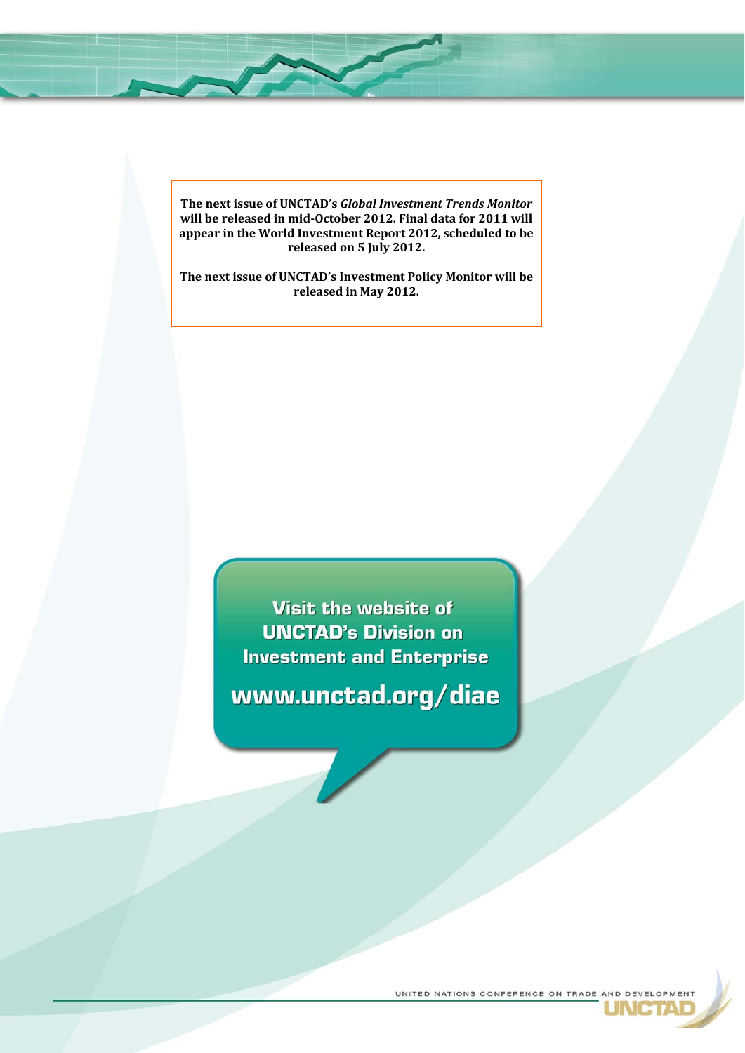**The next issue of UNCTAD's *Global Investment Trends Monitor* will be released in mid-October 2012. Final data for 2011 will appear in the World Investment Report 2012, scheduled to be released on 5 July 2012.**

**The next issue of UNCTAD's Investment Policy Monitor will be released in May 2012.**

**Visit the website of UNCTAD's Division on Investment and Enterprise**

**www.unctad.org/diae**

UNITED NATIONS CONFERENCE ON TRADE AND DEVELOPMENT

UNCTAD